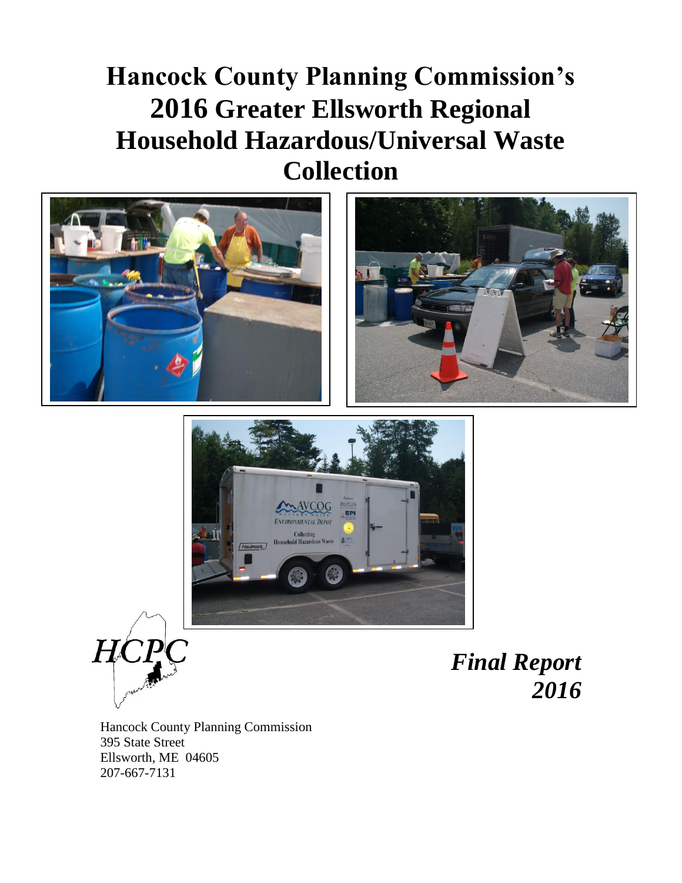# Hancock County Planning Commission's 2016 Greater Ellsworth Regional Household Hazardous/Universal Waste Collection

HCPC

***Final Report 2016***

Hancock County Planning Commission
395 State Street
Ellsworth, ME 04605
207-667-7131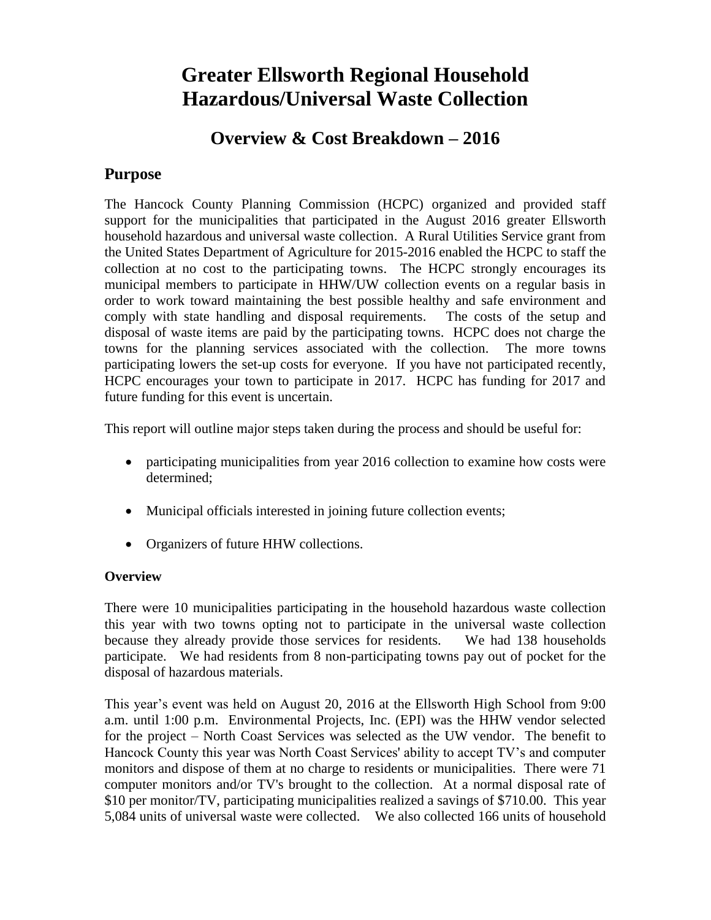# Greater Ellsworth Regional Household Hazardous/Universal Waste Collection

## Overview & Cost Breakdown – 2016

## Purpose

The Hancock County Planning Commission (HCPC) organized and provided staff support for the municipalities that participated in the August 2016 greater Ellsworth household hazardous and universal waste collection. A Rural Utilities Service grant from the United States Department of Agriculture for 2015-2016 enabled the HCPC to staff the collection at no cost to the participating towns. The HCPC strongly encourages its municipal members to participate in HHW/UW collection events on a regular basis in order to work toward maintaining the best possible healthy and safe environment and comply with state handling and disposal requirements. The costs of the setup and disposal of waste items are paid by the participating towns. HCPC does not charge the towns for the planning services associated with the collection. The more towns participating lowers the set-up costs for everyone. If you have not participated recently, HCPC encourages your town to participate in 2017. HCPC has funding for 2017 and future funding for this event is uncertain.

This report will outline major steps taken during the process and should be useful for:

- participating municipalities from year 2016 collection to examine how costs were determined;
- Municipal officials interested in joining future collection events;
- Organizers of future HHW collections.

**Overview**

There were 10 municipalities participating in the household hazardous waste collection this year with two towns opting not to participate in the universal waste collection because they already provide those services for residents. We had 138 households participate. We had residents from 8 non-participating towns pay out of pocket for the disposal of hazardous materials.

This year's event was held on August 20, 2016 at the Ellsworth High School from 9:00 a.m. until 1:00 p.m. Environmental Projects, Inc. (EPI) was the HHW vendor selected for the project – North Coast Services was selected as the UW vendor. The benefit to Hancock County this year was North Coast Services' ability to accept TV's and computer monitors and dispose of them at no charge to residents or municipalities. There were 71 computer monitors and/or TV's brought to the collection. At a normal disposal rate of $10 per monitor/TV, participating municipalities realized a savings of $710.00. This year 5,084 units of universal waste were collected. We also collected 166 units of household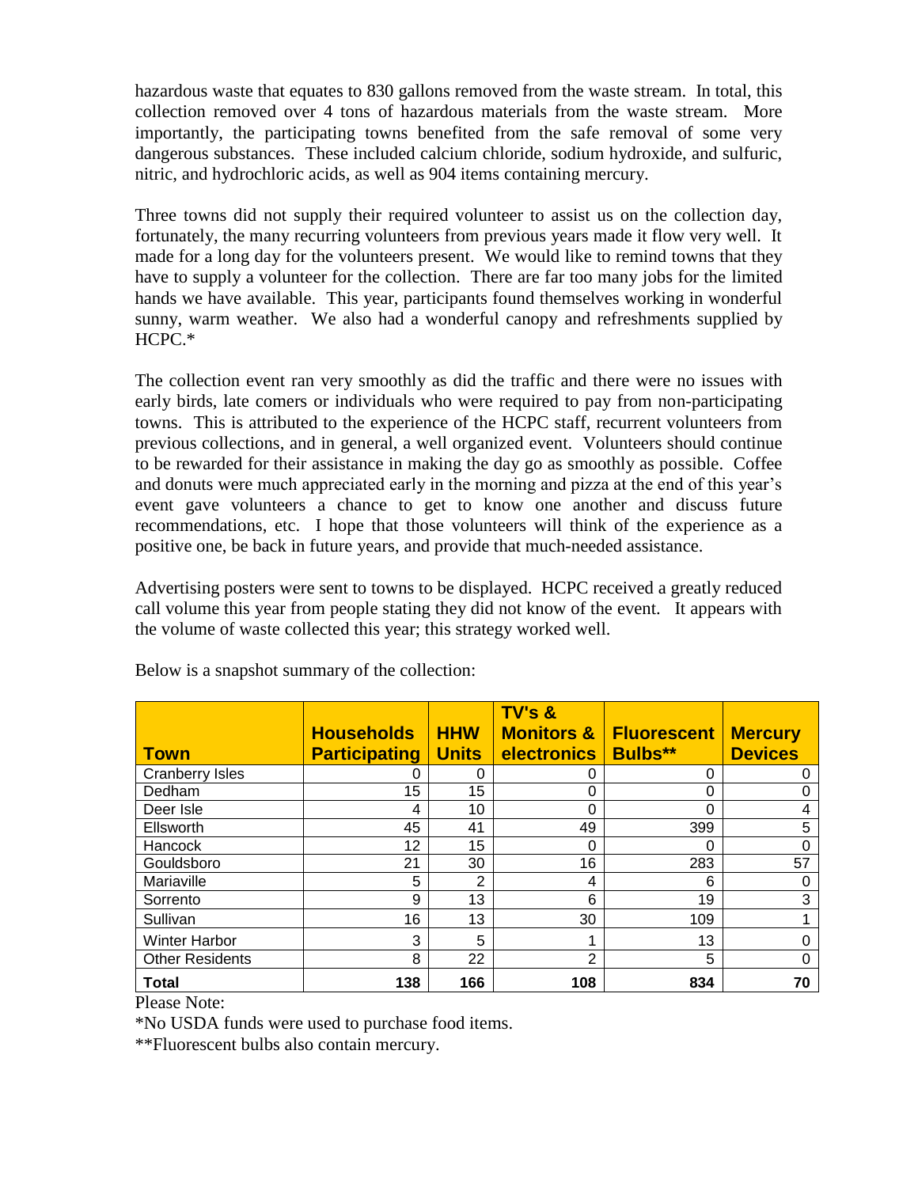hazardous waste that equates to 830 gallons removed from the waste stream. In total, this collection removed over 4 tons of hazardous materials from the waste stream. More importantly, the participating towns benefited from the safe removal of some very dangerous substances. These included calcium chloride, sodium hydroxide, and sulfuric, nitric, and hydrochloric acids, as well as 904 items containing mercury.

Three towns did not supply their required volunteer to assist us on the collection day, fortunately, the many recurring volunteers from previous years made it flow very well. It made for a long day for the volunteers present. We would like to remind towns that they have to supply a volunteer for the collection. There are far too many jobs for the limited hands we have available. This year, participants found themselves working in wonderful sunny, warm weather. We also had a wonderful canopy and refreshments supplied by HCPC.*

The collection event ran very smoothly as did the traffic and there were no issues with early birds, late comers or individuals who were required to pay from non-participating towns. This is attributed to the experience of the HCPC staff, recurrent volunteers from previous collections, and in general, a well organized event. Volunteers should continue to be rewarded for their assistance in making the day go as smoothly as possible. Coffee and donuts were much appreciated early in the morning and pizza at the end of this year's event gave volunteers a chance to get to know one another and discuss future recommendations, etc. I hope that those volunteers will think of the experience as a positive one, be back in future years, and provide that much-needed assistance.

Advertising posters were sent to towns to be displayed. HCPC received a greatly reduced call volume this year from people stating they did not know of the event. It appears with the volume of waste collected this year; this strategy worked well.

Below is a snapshot summary of the collection:

| Town | Households Participating | HHW Units | TV's & Monitors & electronics | Fluorescent Bulbs** | Mercury Devices |
|---|---|---|---|---|---|
| Cranberry Isles | 0 | 0 | 0 | 0 | 0 |
| Dedham | 15 | 15 | 0 | 0 | 0 |
| Deer Isle | 4 | 10 | 0 | 0 | 4 |
| Ellsworth | 45 | 41 | 49 | 399 | 5 |
| Hancock | 12 | 15 | 0 | 0 | 0 |
| Gouldsboro | 21 | 30 | 16 | 283 | 57 |
| Mariaville | 5 | 2 | 4 | 6 | 0 |
| Sorrento | 9 | 13 | 6 | 19 | 3 |
| Sullivan | 16 | 13 | 30 | 109 | 1 |
| Winter Harbor | 3 | 5 | 1 | 13 | 0 |
| Other Residents | 8 | 22 | 2 | 5 | 0 |
| **Total** | **138** | **166** | **108** | **834** | **70** |

Please Note:

*No USDA funds were used to purchase food items.

**Fluorescent bulbs also contain mercury.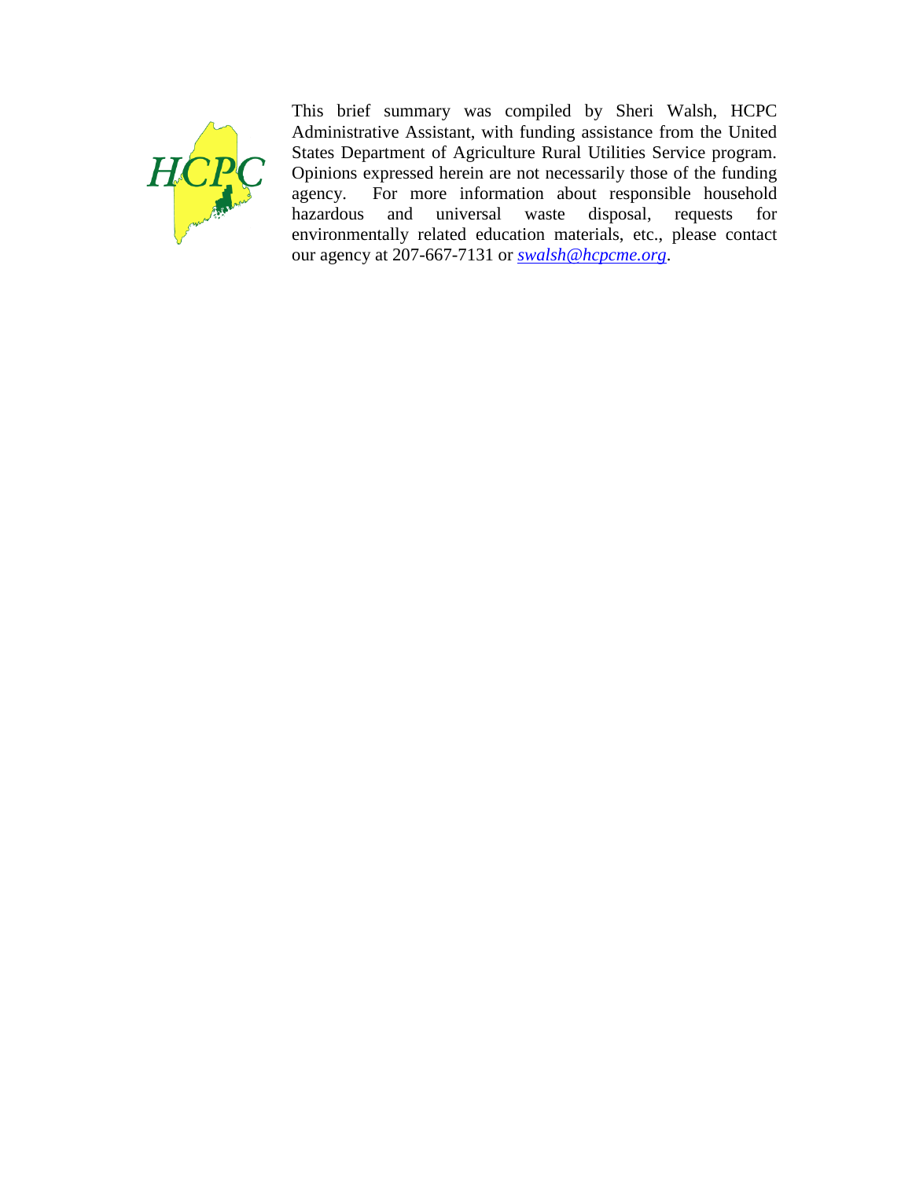This brief summary was compiled by Sheri Walsh, HCPC Administrative Assistant, with funding assistance from the United States Department of Agriculture Rural Utilities Service program. Opinions expressed herein are not necessarily those of the funding agency. For more information about responsible household hazardous and universal waste disposal, requests for environmentally related education materials, etc., please contact our agency at 207-667-7131 or *swalsh@hcpcme.org*.